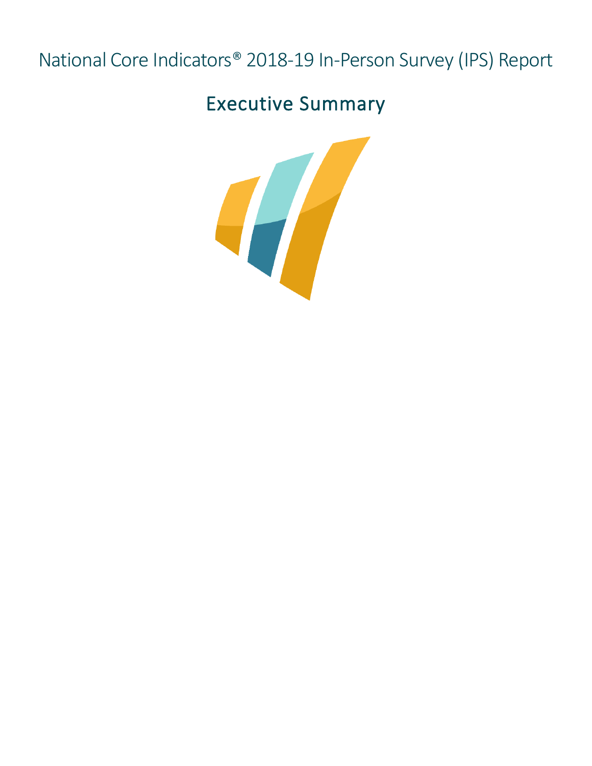# National Core Indicators® 2018-19 In-Person Survey (IPS) Report

## Executive Summary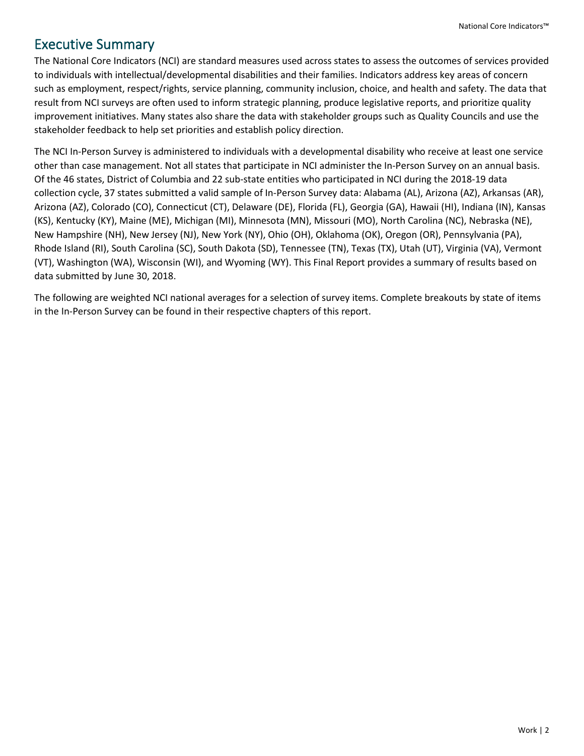# Executive Summary

The National Core Indicators (NCI) are standard measures used across states to assess the outcomes of services provided to individuals with intellectual/developmental disabilities and their families. Indicators address key areas of concern such as employment, respect/rights, service planning, community inclusion, choice, and health and safety. The data that result from NCI surveys are often used to inform strategic planning, produce legislative reports, and prioritize quality improvement initiatives. Many states also share the data with stakeholder groups such as Quality Councils and use the stakeholder feedback to help set priorities and establish policy direction.

The NCI In-Person Survey is administered to individuals with a developmental disability who receive at least one service other than case management. Not all states that participate in NCI administer the In-Person Survey on an annual basis. Of the 46 states, District of Columbia and 22 sub-state entities who participated in NCI during the 2018-19 data collection cycle, 37 states submitted a valid sample of In-Person Survey data: Alabama (AL), Arizona (AZ), Arkansas (AR), Arizona (AZ), Colorado (CO), Connecticut (CT), Delaware (DE), Florida (FL), Georgia (GA), Hawaii (HI), Indiana (IN), Kansas (KS), Kentucky (KY), Maine (ME), Michigan (MI), Minnesota (MN), Missouri (MO), North Carolina (NC), Nebraska (NE), New Hampshire (NH), New Jersey (NJ), New York (NY), Ohio (OH), Oklahoma (OK), Oregon (OR), Pennsylvania (PA), Rhode Island (RI), South Carolina (SC), South Dakota (SD), Tennessee (TN), Texas (TX), Utah (UT), Virginia (VA), Vermont (VT), Washington (WA), Wisconsin (WI), and Wyoming (WY). This Final Report provides a summary of results based on data submitted by June 30, 2018.

The following are weighted NCI national averages for a selection of survey items. Complete breakouts by state of items in the In-Person Survey can be found in their respective chapters of this report.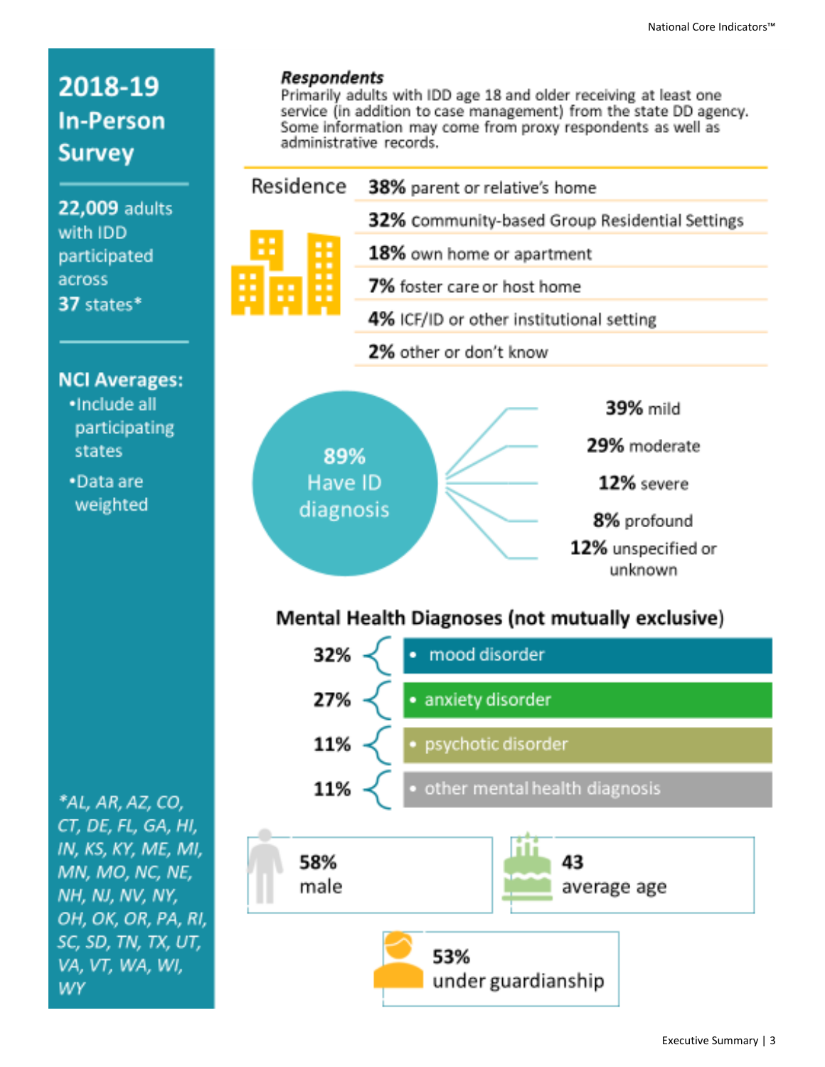# 2018-19 In-Person Survey

**22,009** adults with IDD participated across **37** states*

**NCI Averages:**

- Include all participating states
- Data are weighted

*AL, AR, AZ, CO, CT, DE, FL, GA, HI, IN, KS, KY, ME, MI, MN, MO, NC, NE, NH, NJ, NV, NY, OH, OK, OR, PA, RI, SC, SD, TN, TX, UT, VA, VT, WA, WI, WY*

***Respondents***

Primarily adults with IDD age 18 and older receiving at least one service (in addition to case management) from the state DD agency. Some information may come from proxy respondents as well as administrative records.

## Residence

- **38%** parent or relative's home
- **32%** community-based Group Residential Settings
- **18%** own home or apartment
- **7%** foster care or host home
- **4%** ICF/ID or other institutional setting
- **2%** other or don't know

**89%** Have ID diagnosis

- **39%** mild
- **29%** moderate
- **12%** severe
- **8%** profound
- **12%** unspecified or unknown

## Mental Health Diagnoses (not mutually exclusive)

- **32%** mood disorder
- **27%** anxiety disorder
- **11%** psychotic disorder
- **11%** other mental health diagnosis

**58%** male

**43** average age

**53%** under guardianship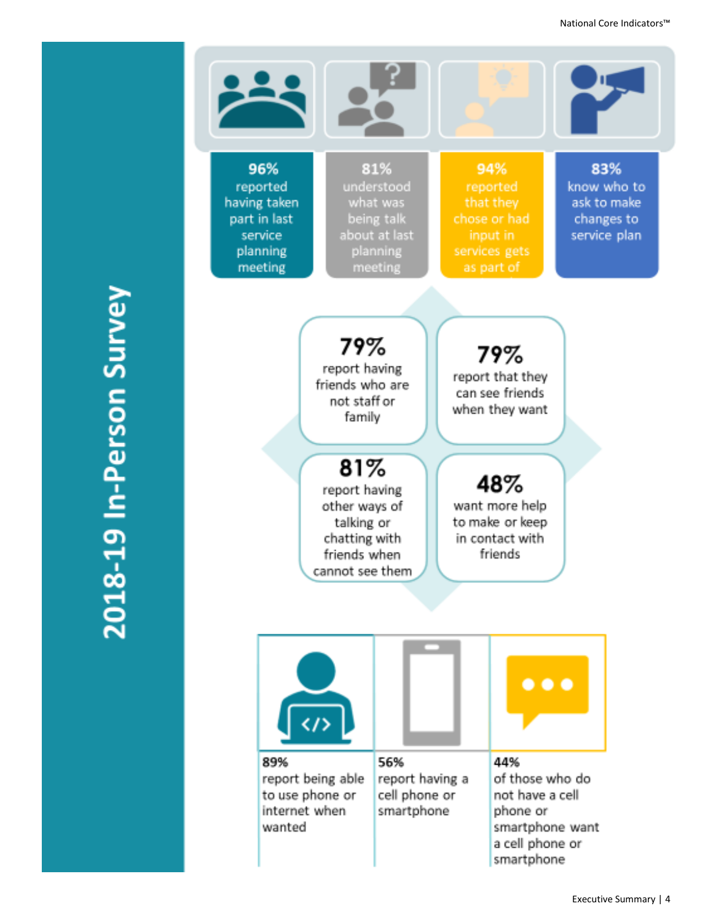# 2018-19 In-Person Survey

**96%** reported having taken part in last service planning meeting

**81%** understood what was being talk about at last planning meeting

**94%** reported that they chose or had input in services gets as part of

**83%** know who to ask to make changes to service plan

**79%** report having friends who are not staff or family

**79%** report that they can see friends when they want

**81%** report having other ways of talking or chatting with friends when cannot see them

**48%** want more help to make or keep in contact with friends

**89%** report being able to use phone or internet when wanted

**56%** report having a cell phone or smartphone

**44%** of those who do not have a cell phone or smartphone want a cell phone or smartphone